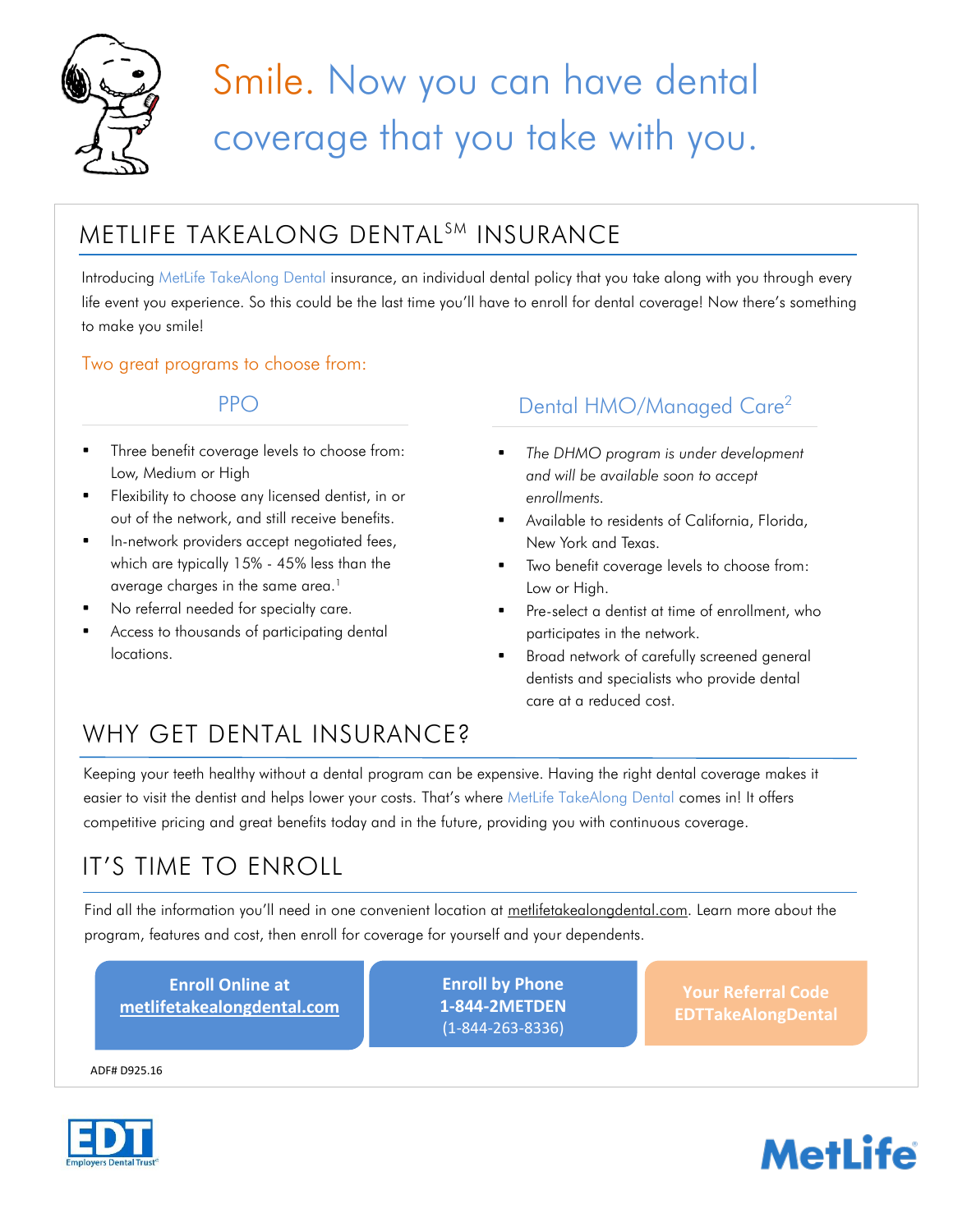# Smile. Now you can have dental coverage that you take with you.

## METLIFE TAKEALONG DENTAL[SM] INSURANCE

Introducing MetLife TakeAlong Dental insurance, an individual dental policy that you take along with you through every life event you experience. So this could be the last time you'll have to enroll for dental coverage! Now there's something to make you smile!

### Two great programs to choose from:

#### PPO

- Three benefit coverage levels to choose from: Low, Medium or High
- Flexibility to choose any licensed dentist, in or out of the network, and still receive benefits.
- In-network providers accept negotiated fees, which are typically 15% - 45% less than the average charges in the same area.[1]
- No referral needed for specialty care.
- Access to thousands of participating dental locations.

#### Dental HMO/Managed Care[2]

- *The DHMO program is under development and will be available soon to accept enrollments.*
- Available to residents of California, Florida, New York and Texas.
- Two benefit coverage levels to choose from: Low or High.
- Pre-select a dentist at time of enrollment, who participates in the network.
- Broad network of carefully screened general dentists and specialists who provide dental care at a reduced cost.

## WHY GET DENTAL INSURANCE?

Keeping your teeth healthy without a dental program can be expensive. Having the right dental coverage makes it easier to visit the dentist and helps lower your costs. That's where MetLife TakeAlong Dental comes in! It offers competitive pricing and great benefits today and in the future, providing you with continuous coverage.

## IT'S TIME TO ENROLL

Find all the information you'll need in one convenient location at metlifetakealongdental.com. Learn more about the program, features and cost, then enroll for coverage for yourself and your dependents.

**Enroll Online at metlifetakealongdental.com**

**Enroll by Phone 1-844-2METDEN** (1-844-263-8336)

**Your Referral Code EDTTakeAlongDental**

ADF# D925.16

EDT Employers Dental Trust®

MetLife®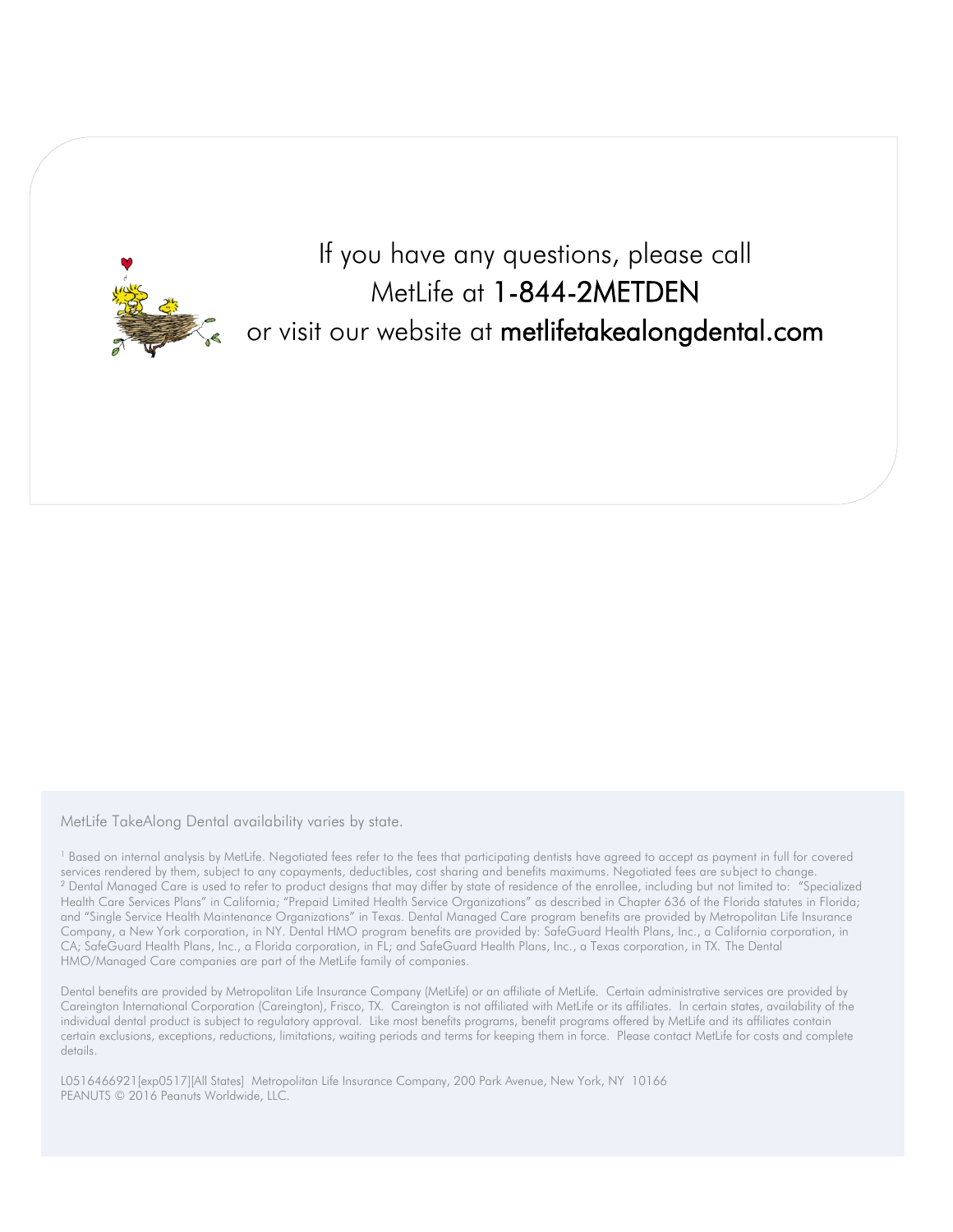If you have any questions, please call
MetLife at **1-844-2METDEN**
or visit our website at **metlifetakealongdental.com**

MetLife TakeAlong Dental availability varies by state.

[1] Based on internal analysis by MetLife. Negotiated fees refer to the fees that participating dentists have agreed to accept as payment in full for covered services rendered by them, subject to any copayments, deductibles, cost sharing and benefits maximums. Negotiated fees are subject to change.
[2] Dental Managed Care is used to refer to product designs that may differ by state of residence of the enrollee, including but not limited to: "Specialized Health Care Services Plans" in California; "Prepaid Limited Health Service Organizations" as described in Chapter 636 of the Florida statutes in Florida; and "Single Service Health Maintenance Organizations" in Texas. Dental Managed Care program benefits are provided by Metropolitan Life Insurance Company, a New York corporation, in NY. Dental HMO program benefits are provided by: SafeGuard Health Plans, Inc., a California corporation, in CA; SafeGuard Health Plans, Inc., a Florida corporation, in FL; and SafeGuard Health Plans, Inc., a Texas corporation, in TX. The Dental HMO/Managed Care companies are part of the MetLife family of companies.

Dental benefits are provided by Metropolitan Life Insurance Company (MetLife) or an affiliate of MetLife. Certain administrative services are provided by Careington International Corporation (Careington), Frisco, TX. Careington is not affiliated with MetLife or its affiliates. In certain states, availability of the individual dental product is subject to regulatory approval. Like most benefits programs, benefit programs offered by MetLife and its affiliates contain certain exclusions, exceptions, reductions, limitations, waiting periods and terms for keeping them in force. Please contact MetLife for costs and complete details.

L0516466921[exp0517][All States] Metropolitan Life Insurance Company, 200 Park Avenue, New York, NY 10166
PEANUTS © 2016 Peanuts Worldwide, LLC.